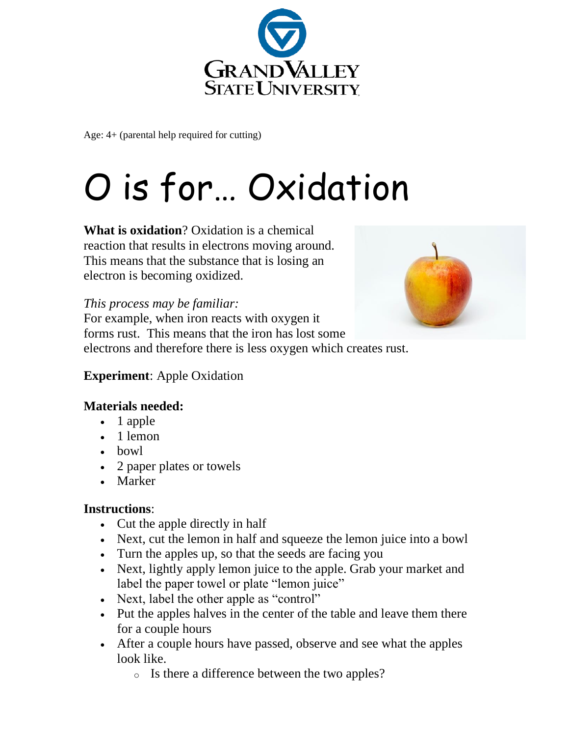Grand Valley State University

Age: 4+ (parental help required for cutting)

# O is for… Oxidation

**What is oxidation**? Oxidation is a chemical reaction that results in electrons moving around. This means that the substance that is losing an electron is becoming oxidized.

*This process may be familiar:*
For example, when iron reacts with oxygen it forms rust. This means that the iron has lost some electrons and therefore there is less oxygen which creates rust.

**Experiment**: Apple Oxidation

**Materials needed:**

- 1 apple
- 1 lemon
- bowl
- 2 paper plates or towels
- Marker

**Instructions**:

- Cut the apple directly in half
- Next, cut the lemon in half and squeeze the lemon juice into a bowl
- Turn the apples up, so that the seeds are facing you
- Next, lightly apply lemon juice to the apple. Grab your market and label the paper towel or plate "lemon juice"
- Next, label the other apple as "control"
- Put the apples halves in the center of the table and leave them there for a couple hours
- After a couple hours have passed, observe and see what the apples look like.
    - Is there a difference between the two apples?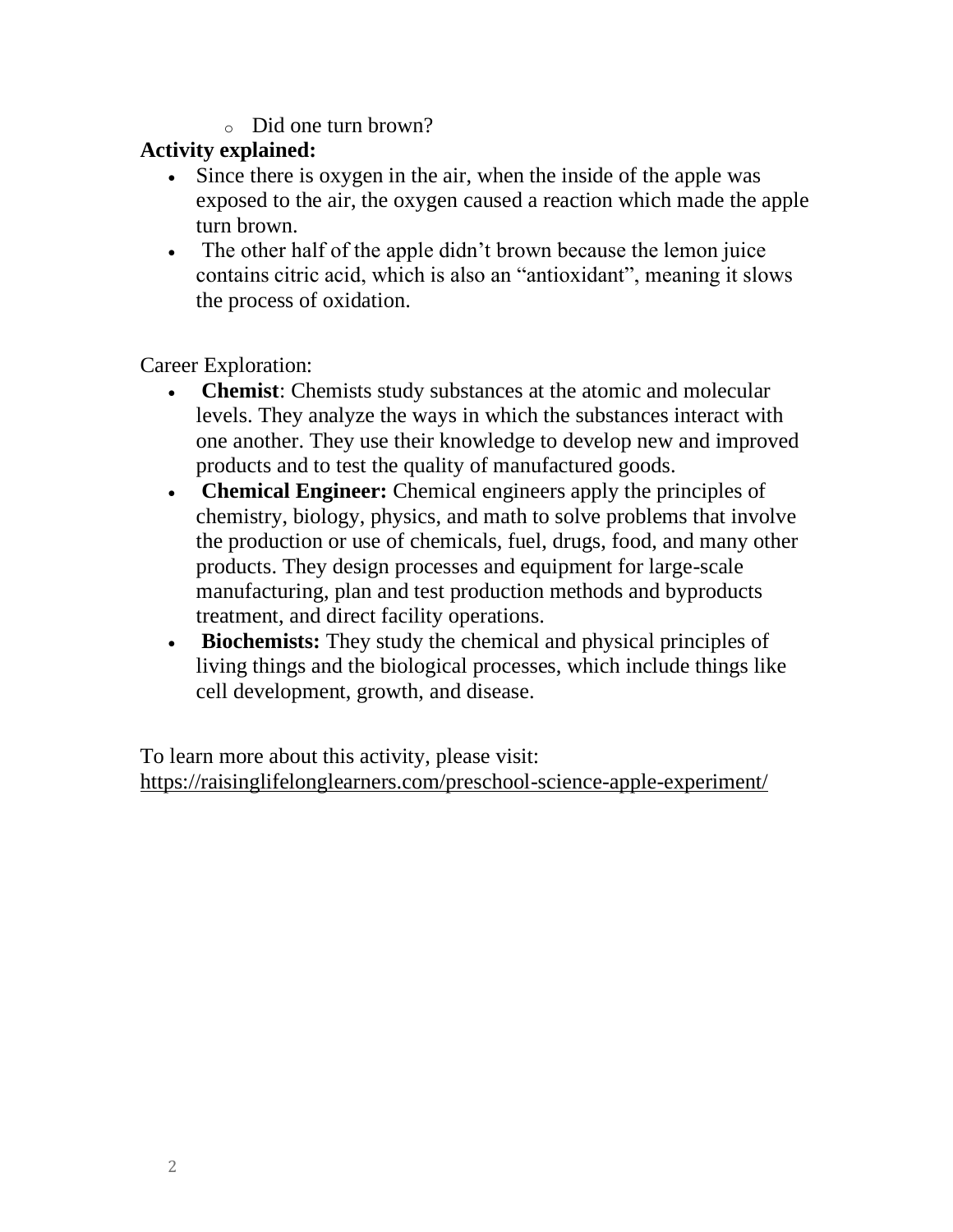- Did one turn brown?

**Activity explained:**

- Since there is oxygen in the air, when the inside of the apple was exposed to the air, the oxygen caused a reaction which made the apple turn brown.
- The other half of the apple didn't brown because the lemon juice contains citric acid, which is also an "antioxidant", meaning it slows the process of oxidation.

Career Exploration:

- **Chemist**: Chemists study substances at the atomic and molecular levels. They analyze the ways in which the substances interact with one another. They use their knowledge to develop new and improved products and to test the quality of manufactured goods.
- **Chemical Engineer:** Chemical engineers apply the principles of chemistry, biology, physics, and math to solve problems that involve the production or use of chemicals, fuel, drugs, food, and many other products. They design processes and equipment for large-scale manufacturing, plan and test production methods and byproducts treatment, and direct facility operations.
- **Biochemists:** They study the chemical and physical principles of living things and the biological processes, which include things like cell development, growth, and disease.

To learn more about this activity, please visit:
https://raisinglifelonglearners.com/preschool-science-apple-experiment/